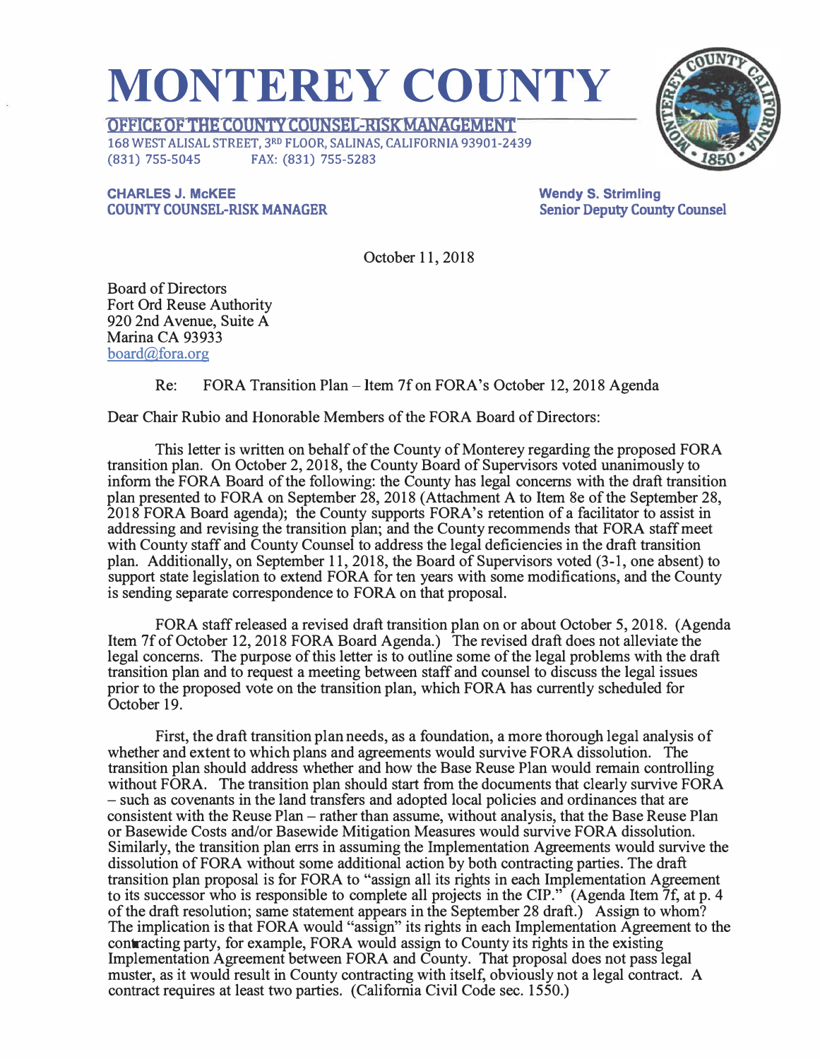# MONTEREY COUNTY

**OFFICE OF THE COUNTY COUNSEL-RISK MANAGEMENT**
168 WEST ALISAL STREET, 3RD FLOOR, SALINAS, CALIFORNIA 93901-2439
(831) 755-5045 FAX: (831) 755-5283

**CHARLES J. McKEE**
**COUNTY COUNSEL-RISK MANAGER**

**Wendy S. Strimling**
**Senior Deputy County Counsel**

October 11, 2018

Board of Directors
Fort Ord Reuse Authority
920 2nd Avenue, Suite A
Marina CA 93933
board@fora.org

Re: FORA Transition Plan – Item 7f on FORA's October 12, 2018 Agenda

Dear Chair Rubio and Honorable Members of the FORA Board of Directors:

This letter is written on behalf of the County of Monterey regarding the proposed FORA transition plan. On October 2, 2018, the County Board of Supervisors voted unanimously to inform the FORA Board of the following: the County has legal concerns with the draft transition plan presented to FORA on September 28, 2018 (Attachment A to Item 8e of the September 28, 2018 FORA Board agenda); the County supports FORA's retention of a facilitator to assist in addressing and revising the transition plan; and the County recommends that FORA staff meet with County staff and County Counsel to address the legal deficiencies in the draft transition plan. Additionally, on September 11, 2018, the Board of Supervisors voted (3-1, one absent) to support state legislation to extend FORA for ten years with some modifications, and the County is sending separate correspondence to FORA on that proposal.

FORA staff released a revised draft transition plan on or about October 5, 2018. (Agenda Item 7f of October 12, 2018 FORA Board Agenda.) The revised draft does not alleviate the legal concerns. The purpose of this letter is to outline some of the legal problems with the draft transition plan and to request a meeting between staff and counsel to discuss the legal issues prior to the proposed vote on the transition plan, which FORA has currently scheduled for October 19.

First, the draft transition plan needs, as a foundation, a more thorough legal analysis of whether and extent to which plans and agreements would survive FORA dissolution. The transition plan should address whether and how the Base Reuse Plan would remain controlling without FORA. The transition plan should start from the documents that clearly survive FORA – such as covenants in the land transfers and adopted local policies and ordinances that are consistent with the Reuse Plan – rather than assume, without analysis, that the Base Reuse Plan or Basewide Costs and/or Basewide Mitigation Measures would survive FORA dissolution. Similarly, the transition plan errs in assuming the Implementation Agreements would survive the dissolution of FORA without some additional action by both contracting parties. The draft transition plan proposal is for FORA to "assign all its rights in each Implementation Agreement to its successor who is responsible to complete all projects in the CIP." (Agenda Item 7f, at p. 4 of the draft resolution; same statement appears in the September 28 draft.) Assign to whom? The implication is that FORA would "assign" its rights in each Implementation Agreement to the contracting party, for example, FORA would assign to County its rights in the existing Implementation Agreement between FORA and County. That proposal does not pass legal muster, as it would result in County contracting with itself, obviously not a legal contract. A contract requires at least two parties. (California Civil Code sec. 1550.)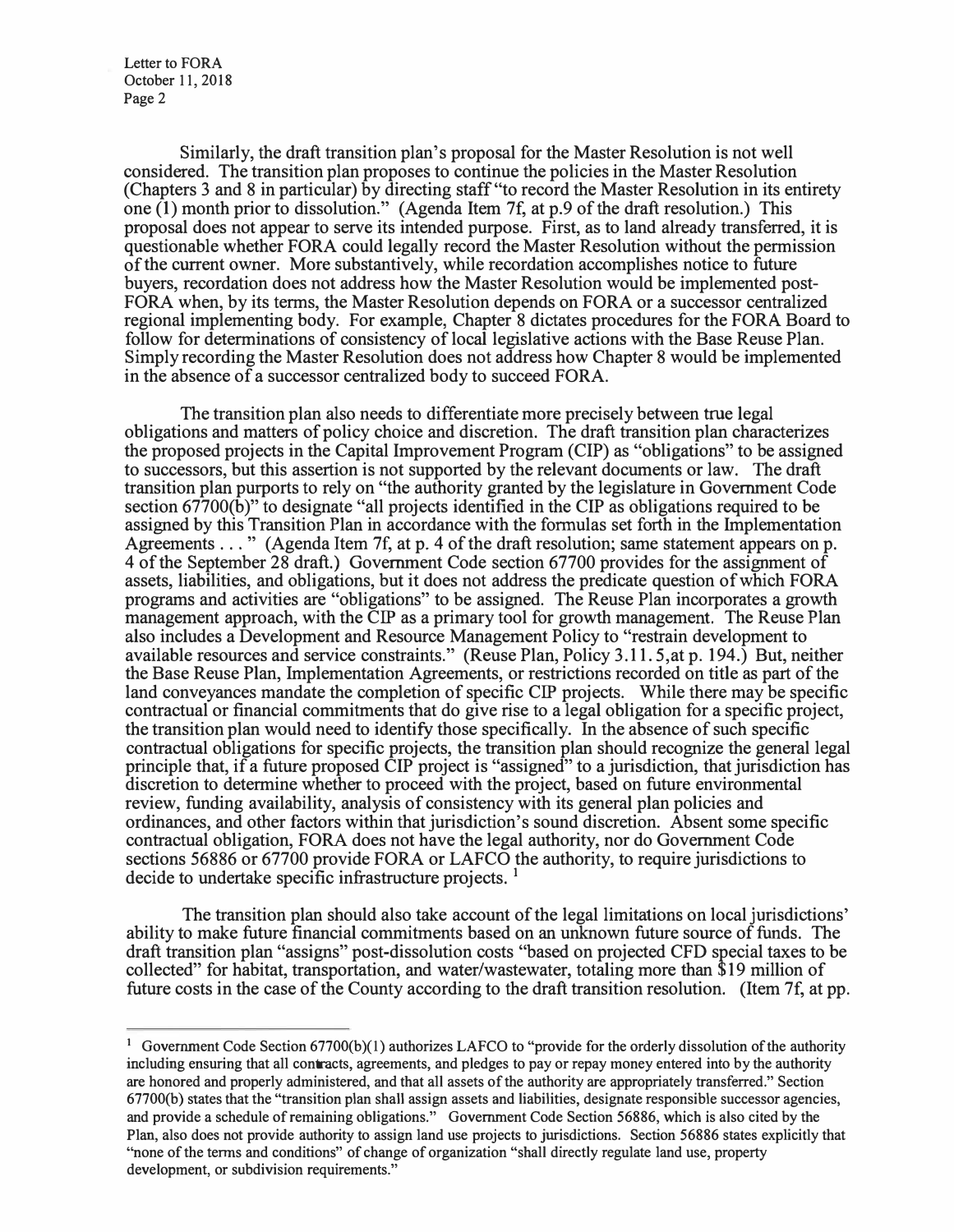Similarly, the draft transition plan's proposal for the Master Resolution is not well considered. The transition plan proposes to continue the policies in the Master Resolution (Chapters 3 and 8 in particular) by directing staff "to record the Master Resolution in its entirety one (1) month prior to dissolution." (Agenda Item 7f, at p.9 of the draft resolution.) This proposal does not appear to serve its intended purpose. First, as to land already transferred, it is questionable whether FORA could legally record the Master Resolution without the permission of the current owner. More substantively, while recordation accomplishes notice to future buyers, recordation does not address how the Master Resolution would be implemented post-FORA when, by its terms, the Master Resolution depends on FORA or a successor centralized regional implementing body. For example, Chapter 8 dictates procedures for the FORA Board to follow for determinations of consistency of local legislative actions with the Base Reuse Plan. Simply recording the Master Resolution does not address how Chapter 8 would be implemented in the absence of a successor centralized body to succeed FORA.

The transition plan also needs to differentiate more precisely between true legal obligations and matters of policy choice and discretion. The draft transition plan characterizes the proposed projects in the Capital Improvement Program (CIP) as "obligations" to be assigned to successors, but this assertion is not supported by the relevant documents or law. The draft transition plan purports to rely on "the authority granted by the legislature in Government Code section 67700(b)" to designate "all projects identified in the CIP as obligations required to be assigned by this Transition Plan in accordance with the formulas set forth in the Implementation Agreements . . . " (Agenda Item 7f, at p. 4 of the draft resolution; same statement appears on p. 4 of the September 28 draft.) Government Code section 67700 provides for the assignment of assets, liabilities, and obligations, but it does not address the predicate question of which FORA programs and activities are "obligations" to be assigned. The Reuse Plan incorporates a growth management approach, with the CIP as a primary tool for growth management. The Reuse Plan also includes a Development and Resource Management Policy to "restrain development to available resources and service constraints." (Reuse Plan, Policy 3.11.5, at p. 194.) But, neither the Base Reuse Plan, Implementation Agreements, or restrictions recorded on title as part of the land conveyances mandate the completion of specific CIP projects. While there may be specific contractual or financial commitments that do give rise to a legal obligation for a specific project, the transition plan would need to identify those specifically. In the absence of such specific contractual obligations for specific projects, the transition plan should recognize the general legal principle that, if a future proposed CIP project is "assigned" to a jurisdiction, that jurisdiction has discretion to determine whether to proceed with the project, based on future environmental review, funding availability, analysis of consistency with its general plan policies and ordinances, and other factors within that jurisdiction's sound discretion. Absent some specific contractual obligation, FORA does not have the legal authority, nor do Government Code sections 56886 or 67700 provide FORA or LAFCO the authority, to require jurisdictions to decide to undertake specific infrastructure projects. [1]

The transition plan should also take account of the legal limitations on local jurisdictions' ability to make future financial commitments based on an unknown future source of funds. The draft transition plan "assigns" post-dissolution costs "based on projected CFD special taxes to be collected" for habitat, transportation, and water/wastewater, totaling more than $19 million of future costs in the case of the County according to the draft transition resolution. (Item 7f, at pp.

---

[1] Government Code Section 67700(b)(1) authorizes LAFCO to "provide for the orderly dissolution of the authority including ensuring that all contracts, agreements, and pledges to pay or repay money entered into by the authority are honored and properly administered, and that all assets of the authority are appropriately transferred." Section 67700(b) states that the "transition plan shall assign assets and liabilities, designate responsible successor agencies, and provide a schedule of remaining obligations." Government Code Section 56886, which is also cited by the Plan, also does not provide authority to assign land use projects to jurisdictions. Section 56886 states explicitly that "none of the terms and conditions" of change of organization "shall directly regulate land use, property development, or subdivision requirements."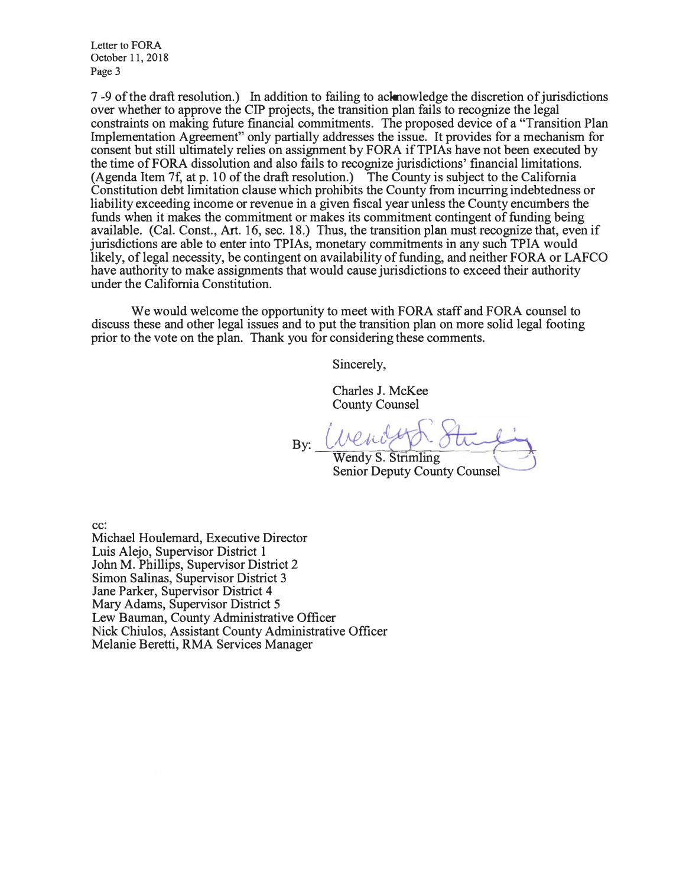7 -9 of the draft resolution.) In addition to failing to acknowledge the discretion of jurisdictions over whether to approve the CIP projects, the transition plan fails to recognize the legal constraints on making future financial commitments. The proposed device of a "Transition Plan Implementation Agreement" only partially addresses the issue. It provides for a mechanism for consent but still ultimately relies on assignment by FORA if TPIAs have not been executed by the time of FORA dissolution and also fails to recognize jurisdictions' financial limitations. (Agenda Item 7f, at p. 10 of the draft resolution.) The County is subject to the California Constitution debt limitation clause which prohibits the County from incurring indebtedness or liability exceeding income or revenue in a given fiscal year unless the County encumbers the funds when it makes the commitment or makes its commitment contingent of funding being available. (Cal. Const., Art. 16, sec. 18.) Thus, the transition plan must recognize that, even if jurisdictions are able to enter into TPIAs, monetary commitments in any such TPIA would likely, of legal necessity, be contingent on availability of funding, and neither FORA or LAFCO have authority to make assignments that would cause jurisdictions to exceed their authority under the California Constitution.

We would welcome the opportunity to meet with FORA staff and FORA counsel to discuss these and other legal issues and to put the transition plan on more solid legal footing prior to the vote on the plan. Thank you for considering these comments.

Sincerely,

Charles J. McKee
County Counsel

By: Wendy S. Strimling
Wendy S. Strimling
Senior Deputy County Counsel

cc:
Michael Houlemard, Executive Director
Luis Alejo, Supervisor District 1
John M. Phillips, Supervisor District 2
Simon Salinas, Supervisor District 3
Jane Parker, Supervisor District 4
Mary Adams, Supervisor District 5
Lew Bauman, County Administrative Officer
Nick Chiulos, Assistant County Administrative Officer
Melanie Beretti, RMA Services Manager